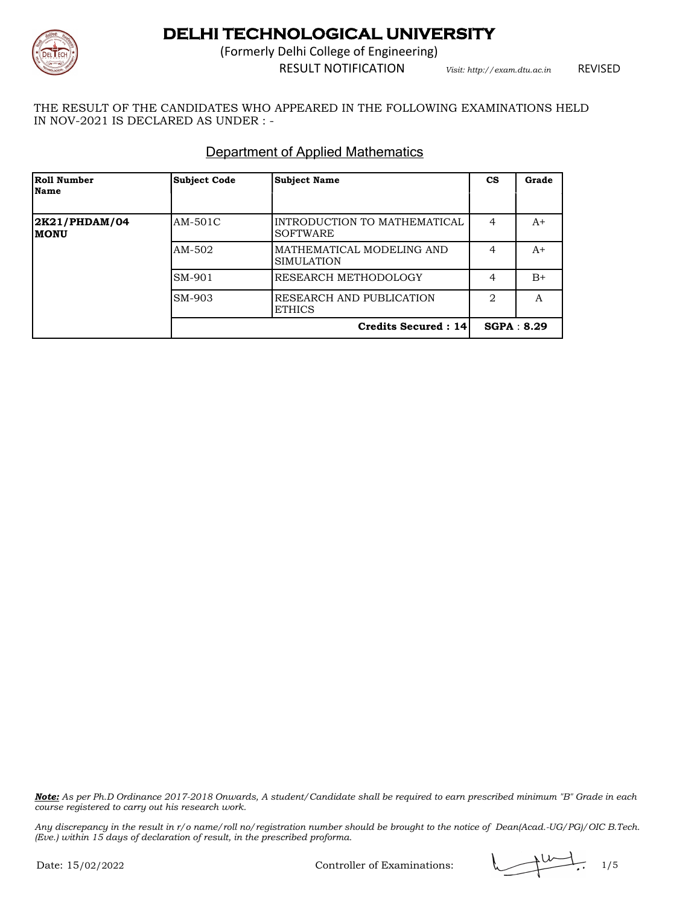# DELHI TECHNOLOGICAL UNIVERSITY

(Formerly Delhi College of Engineering)

RESULT NOTIFICATION *Visit: http://exam.dtu.ac.in* REVISED

THE RESULT OF THE CANDIDATES WHO APPEARED IN THE FOLLOWING EXAMINATIONS HELD IN NOV-2021 IS DECLARED AS UNDER : -

## Department of Applied Mathematics

| Roll Number Name | Subject Code | Subject Name | CS | Grade |
|---|---|---|---|---|
| **2K21/PHDAM/04 MONU** | AM-501C | INTRODUCTION TO MATHEMATICAL SOFTWARE | 4 | A+ |
| | AM-502 | MATHEMATICAL MODELING AND SIMULATION | 4 | A+ |
| | SM-901 | RESEARCH METHODOLOGY | 4 | B+ |
| | SM-903 | RESEARCH AND PUBLICATION ETHICS | 2 | A |
| | | **Credits Secured : 14** | **SGPA : 8.29** | |

***Note:*** *As per Ph.D Ordinance 2017-2018 Onwards, A student/Candidate shall be required to earn prescribed minimum "B" Grade in each course registered to carry out his research work.*

*Any discrepancy in the result in r/o name/roll no/registration number should be brought to the notice of Dean(Acad.-UG/PG)/OIC B.Tech. (Eve.) within 15 days of declaration of result, in the prescribed proforma.*

Date: 15/02/2022

Controller of Examinations: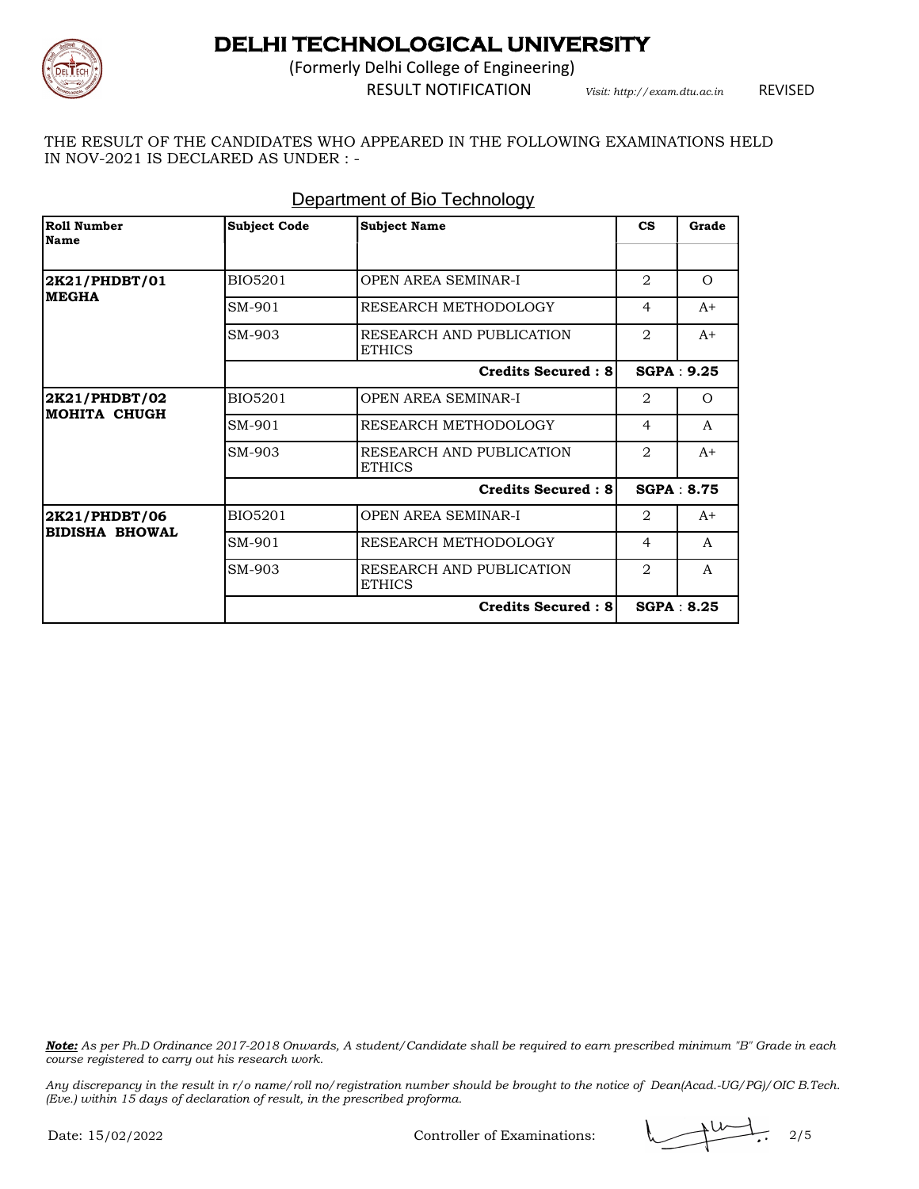# DELHI TECHNOLOGICAL UNIVERSITY

(Formerly Delhi College of Engineering)

RESULT NOTIFICATION *Visit: http://exam.dtu.ac.in* REVISED

THE RESULT OF THE CANDIDATES WHO APPEARED IN THE FOLLOWING EXAMINATIONS HELD IN NOV-2021 IS DECLARED AS UNDER : -

## Department of Bio Technology

| Roll Number / Name | Subject Code | Subject Name | CS | Grade |
|---|---|---|---|---|
| **2K21/PHDBT/01 MEGHA** | BIO5201 | OPEN AREA SEMINAR-I | 2 | O |
| | SM-901 | RESEARCH METHODOLOGY | 4 | A+ |
| | SM-903 | RESEARCH AND PUBLICATION ETHICS | 2 | A+ |
| | | **Credits Secured : 8** | **SGPA : 9.25** | |
| **2K21/PHDBT/02 MOHITA CHUGH** | BIO5201 | OPEN AREA SEMINAR-I | 2 | O |
| | SM-901 | RESEARCH METHODOLOGY | 4 | A |
| | SM-903 | RESEARCH AND PUBLICATION ETHICS | 2 | A+ |
| | | **Credits Secured : 8** | **SGPA : 8.75** | |
| **2K21/PHDBT/06 BIDISHA BHOWAL** | BIO5201 | OPEN AREA SEMINAR-I | 2 | A+ |
| | SM-901 | RESEARCH METHODOLOGY | 4 | A |
| | SM-903 | RESEARCH AND PUBLICATION ETHICS | 2 | A |
| | | **Credits Secured : 8** | **SGPA : 8.25** | |

***Note:*** *As per Ph.D Ordinance 2017-2018 Onwards, A student/Candidate shall be required to earn prescribed minimum "B" Grade in each course registered to carry out his research work.*

*Any discrepancy in the result in r/o name/roll no/registration number should be brought to the notice of Dean(Acad.-UG/PG)/OIC B.Tech. (Eve.) within 15 days of declaration of result, in the prescribed proforma.*

Date: 15/02/2022 Controller of Examinations: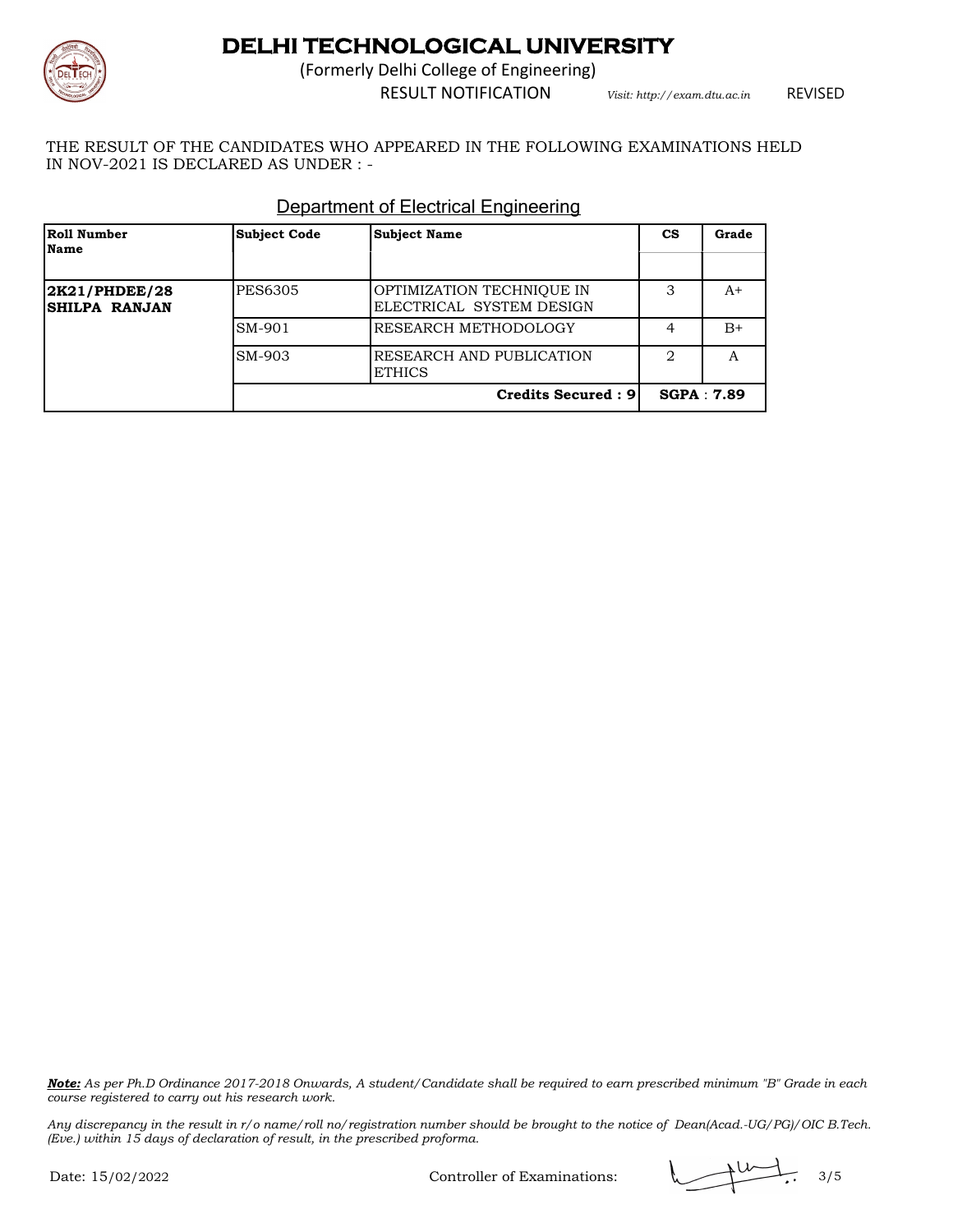# DELHI TECHNOLOGICAL UNIVERSITY

(Formerly Delhi College of Engineering)

RESULT NOTIFICATION *Visit: http://exam.dtu.ac.in* REVISED

THE RESULT OF THE CANDIDATES WHO APPEARED IN THE FOLLOWING EXAMINATIONS HELD IN NOV-2021 IS DECLARED AS UNDER : -

## Department of Electrical Engineering

| Roll Number Name | Subject Code | Subject Name | CS | Grade |
|---|---|---|---|---|
| **2K21/PHDEE/28 SHILPA RANJAN** | PES6305 | OPTIMIZATION TECHNIQUE IN ELECTRICAL SYSTEM DESIGN | 3 | A+ |
| | SM-901 | RESEARCH METHODOLOGY | 4 | B+ |
| | SM-903 | RESEARCH AND PUBLICATION ETHICS | 2 | A |
| | | **Credits Secured : 9** | **SGPA : 7.89** | |

***Note:*** *As per Ph.D Ordinance 2017-2018 Onwards, A student/Candidate shall be required to earn prescribed minimum "B" Grade in each course registered to carry out his research work.*

*Any discrepancy in the result in r/o name/roll no/registration number should be brought to the notice of Dean(Acad.-UG/PG)/OIC B.Tech. (Eve.) within 15 days of declaration of result, in the prescribed proforma.*

Date: 15/02/2022 Controller of Examinations: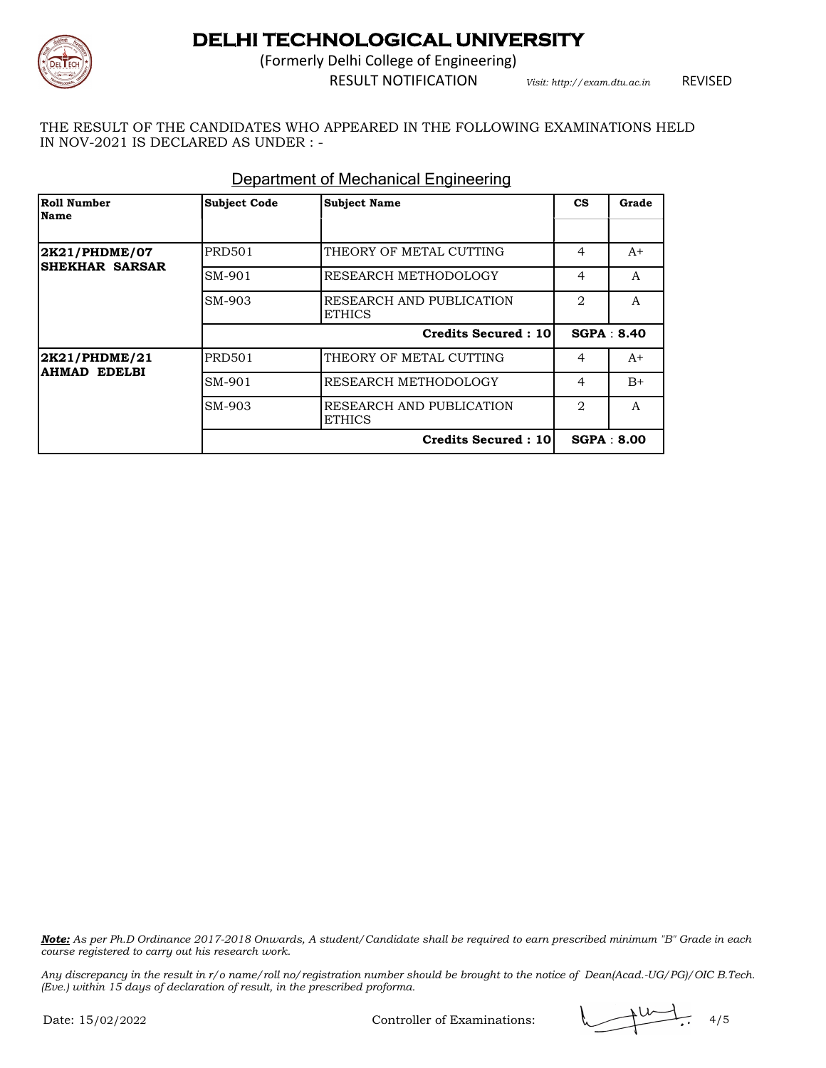# DELHI TECHNOLOGICAL UNIVERSITY

(Formerly Delhi College of Engineering)

RESULT NOTIFICATION *Visit: http://exam.dtu.ac.in* REVISED

THE RESULT OF THE CANDIDATES WHO APPEARED IN THE FOLLOWING EXAMINATIONS HELD IN NOV-2021 IS DECLARED AS UNDER : -

## Department of Mechanical Engineering

| Roll Number Name | Subject Code | Subject Name | CS | Grade |
|---|---|---|---|---|
| **2K21/PHDME/07 SHEKHAR SARSAR** | PRD501 | THEORY OF METAL CUTTING | 4 | A+ |
| | SM-901 | RESEARCH METHODOLOGY | 4 | A |
| | SM-903 | RESEARCH AND PUBLICATION ETHICS | 2 | A |
| | | **Credits Secured : 10** | **SGPA : 8.40** | |
| **2K21/PHDME/21 AHMAD EDELBI** | PRD501 | THEORY OF METAL CUTTING | 4 | A+ |
| | SM-901 | RESEARCH METHODOLOGY | 4 | B+ |
| | SM-903 | RESEARCH AND PUBLICATION ETHICS | 2 | A |
| | | **Credits Secured : 10** | **SGPA : 8.00** | |

***Note:*** *As per Ph.D Ordinance 2017-2018 Onwards, A student/Candidate shall be required to earn prescribed minimum "B" Grade in each course registered to carry out his research work.*

*Any discrepancy in the result in r/o name/roll no/registration number should be brought to the notice of Dean(Acad.-UG/PG)/OIC B.Tech. (Eve.) within 15 days of declaration of result, in the prescribed proforma.*

Date: 15/02/2022 Controller of Examinations: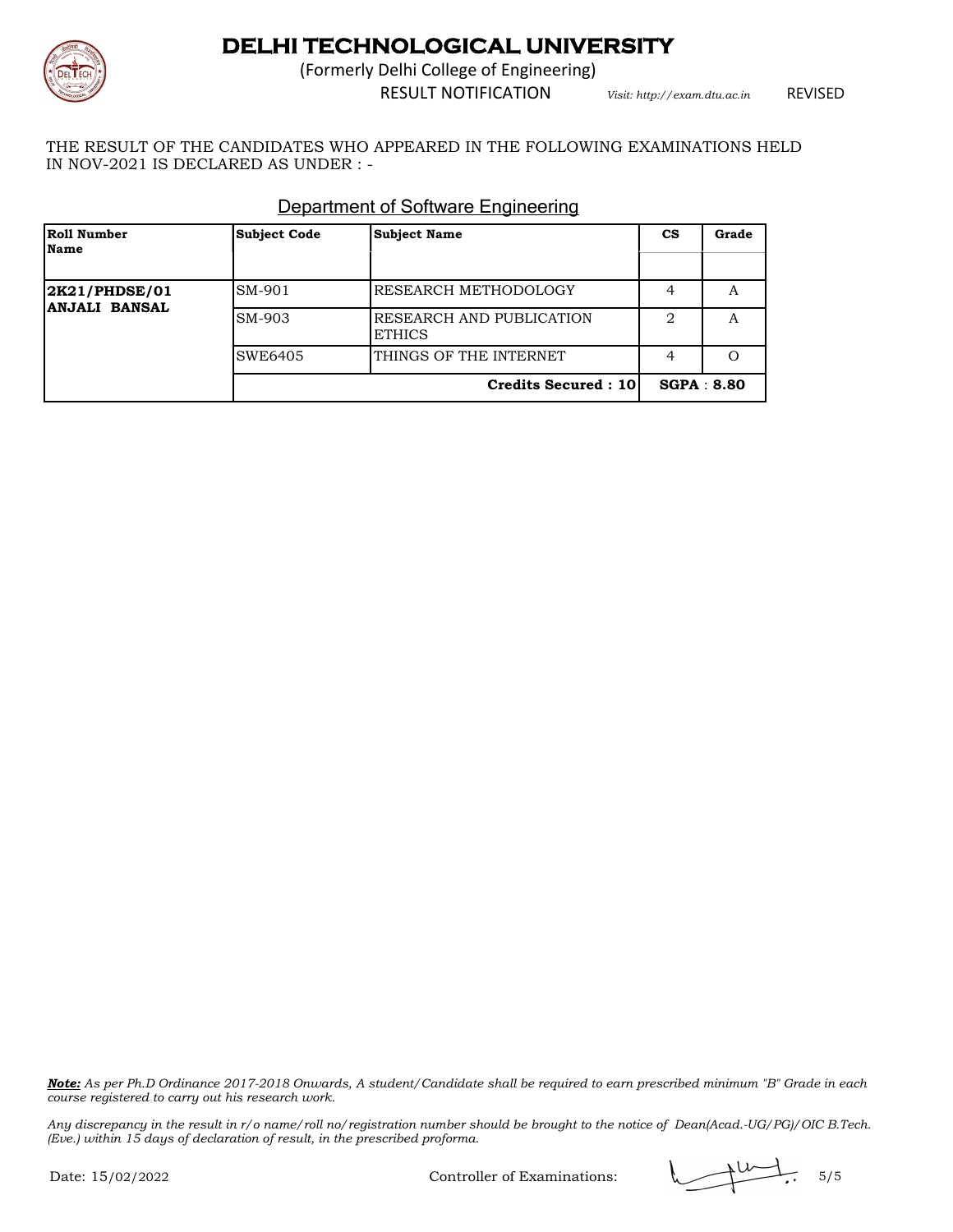# DELHI TECHNOLOGICAL UNIVERSITY

(Formerly Delhi College of Engineering)

RESULT NOTIFICATION *Visit: http://exam.dtu.ac.in* REVISED

THE RESULT OF THE CANDIDATES WHO APPEARED IN THE FOLLOWING EXAMINATIONS HELD IN NOV-2021 IS DECLARED AS UNDER : -

## Department of Software Engineering

| **Roll Number Name** | **Subject Code** | **Subject Name** | **CS** | **Grade** |
|---|---|---|---|---|
| **2K21/PHDSE/01 ANJALI BANSAL** | SM-901 | RESEARCH METHODOLOGY | 4 | A |
| | SM-903 | RESEARCH AND PUBLICATION ETHICS | 2 | A |
| | SWE6405 | THINGS OF THE INTERNET | 4 | O |
| | | **Credits Secured : 10** | **SGPA : 8.80** | |

***Note:*** *As per Ph.D Ordinance 2017-2018 Onwards, A student/Candidate shall be required to earn prescribed minimum "B" Grade in each course registered to carry out his research work.*

*Any discrepancy in the result in r/o name/roll no/registration number should be brought to the notice of Dean(Acad.-UG/PG)/OIC B.Tech. (Eve.) within 15 days of declaration of result, in the prescribed proforma.*

Date: 15/02/2022 Controller of Examinations: